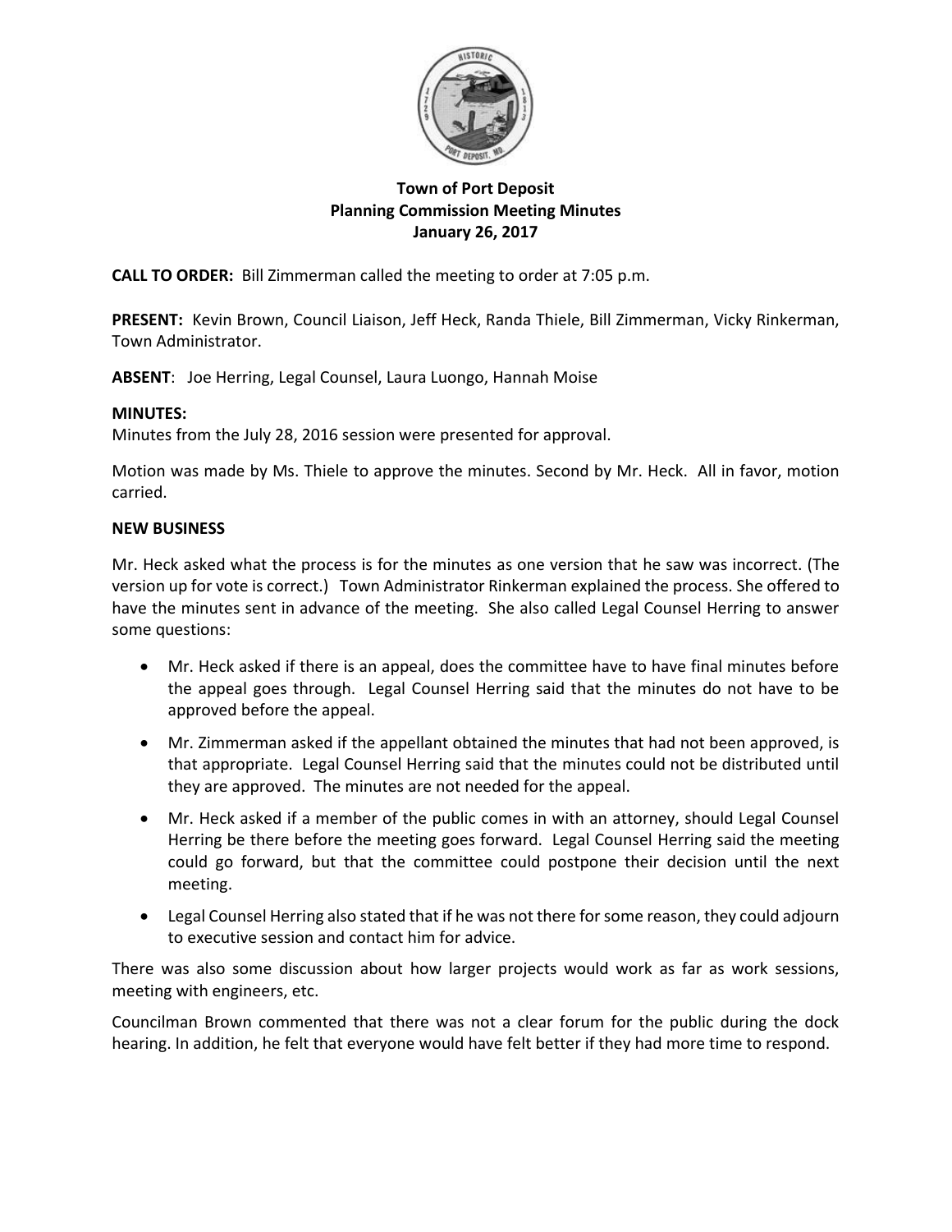**Town of Port Deposit**
**Planning Commission Meeting Minutes**
**January 26, 2017**

**CALL TO ORDER:** Bill Zimmerman called the meeting to order at 7:05 p.m.

**PRESENT:** Kevin Brown, Council Liaison, Jeff Heck, Randa Thiele, Bill Zimmerman, Vicky Rinkerman, Town Administrator.

**ABSENT**: Joe Herring, Legal Counsel, Laura Luongo, Hannah Moise

**MINUTES:**
Minutes from the July 28, 2016 session were presented for approval.

Motion was made by Ms. Thiele to approve the minutes. Second by Mr. Heck. All in favor, motion carried.

**NEW BUSINESS**

Mr. Heck asked what the process is for the minutes as one version that he saw was incorrect. (The version up for vote is correct.) Town Administrator Rinkerman explained the process. She offered to have the minutes sent in advance of the meeting. She also called Legal Counsel Herring to answer some questions:

- Mr. Heck asked if there is an appeal, does the committee have to have final minutes before the appeal goes through. Legal Counsel Herring said that the minutes do not have to be approved before the appeal.
- Mr. Zimmerman asked if the appellant obtained the minutes that had not been approved, is that appropriate. Legal Counsel Herring said that the minutes could not be distributed until they are approved. The minutes are not needed for the appeal.
- Mr. Heck asked if a member of the public comes in with an attorney, should Legal Counsel Herring be there before the meeting goes forward. Legal Counsel Herring said the meeting could go forward, but that the committee could postpone their decision until the next meeting.
- Legal Counsel Herring also stated that if he was not there for some reason, they could adjourn to executive session and contact him for advice.

There was also some discussion about how larger projects would work as far as work sessions, meeting with engineers, etc.

Councilman Brown commented that there was not a clear forum for the public during the dock hearing. In addition, he felt that everyone would have felt better if they had more time to respond.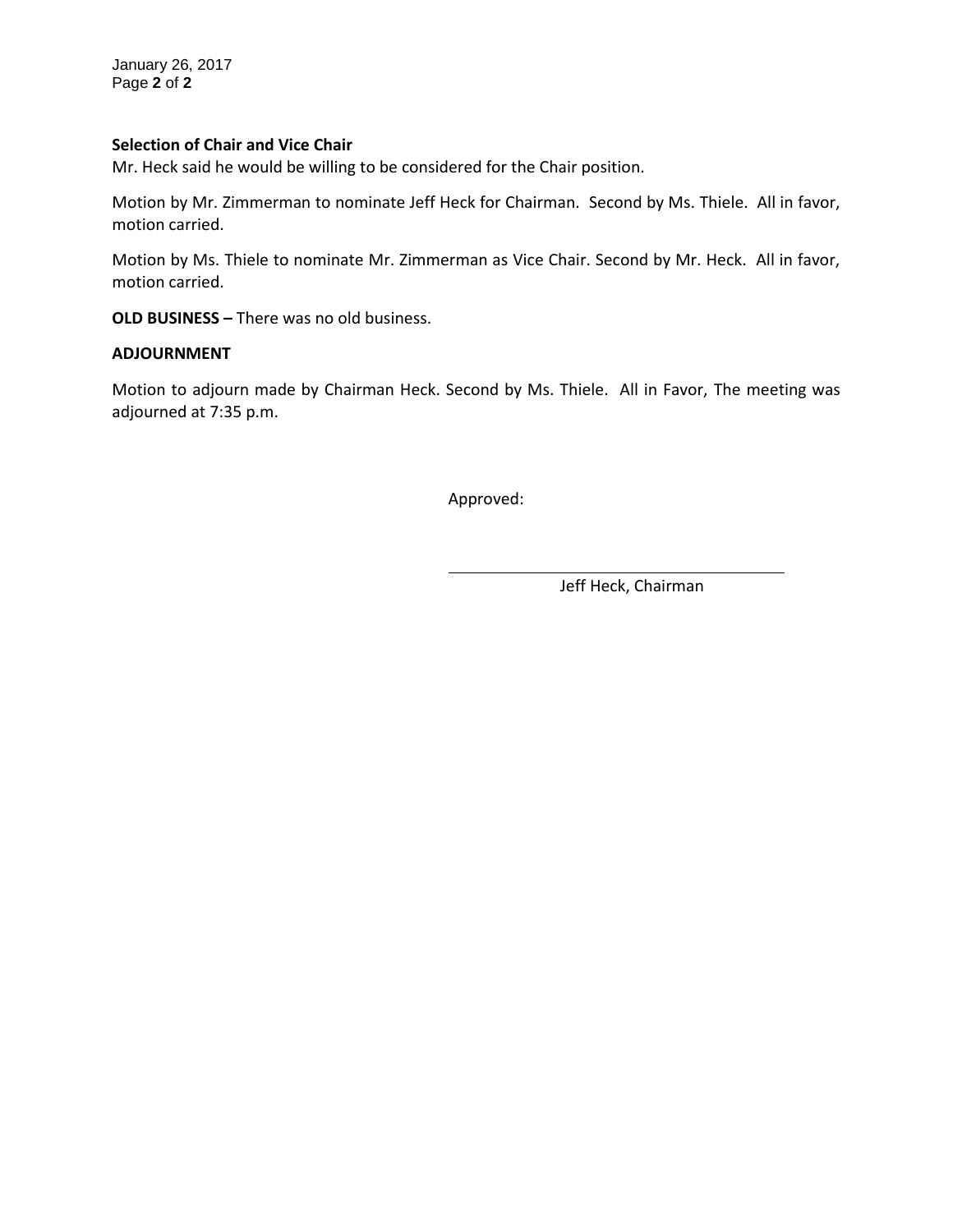**Selection of Chair and Vice Chair**

Mr. Heck said he would be willing to be considered for the Chair position.

Motion by Mr. Zimmerman to nominate Jeff Heck for Chairman. Second by Ms. Thiele. All in favor, motion carried.

Motion by Ms. Thiele to nominate Mr. Zimmerman as Vice Chair. Second by Mr. Heck. All in favor, motion carried.

**OLD BUSINESS –** There was no old business.

**ADJOURNMENT**

Motion to adjourn made by Chairman Heck. Second by Ms. Thiele. All in Favor, The meeting was adjourned at 7:35 p.m.

Approved:

\_\_\_\_\_\_\_\_\_\_\_\_\_\_\_\_\_\_\_\_\_\_\_\_\_\_\_\_\_\_\_\_\_\_\_\_

Jeff Heck, Chairman